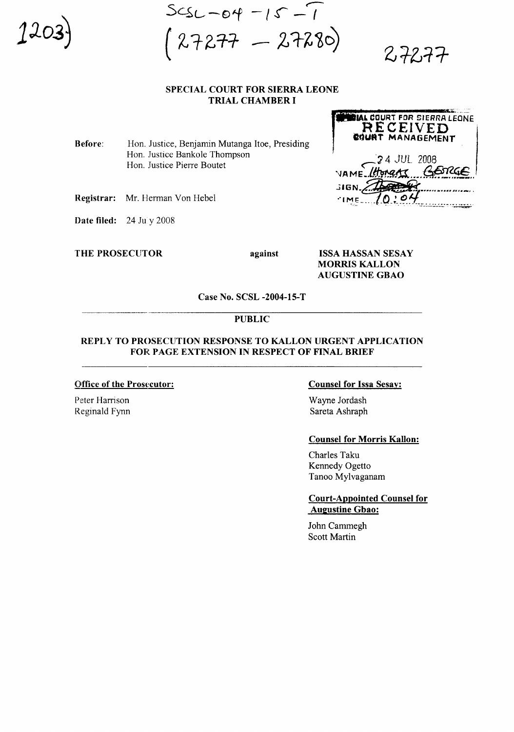1203

SCSL-04-15-T
(27277 - 27280)

27277

**SPECIAL COURT FOR SIERRA LEONE**
**TRIAL CHAMBER I**

SPECIAL COURT FOR SIERRA LEONE
RECEIVED
COURT MANAGEMENT
24 JUL 2008
NAME: THOMAS GEORGE
SIGN.
TIME: 10:04

**Before:** Hon. Justice, Benjamin Mutanga Itoe, Presiding
Hon. Justice Bankole Thompson
Hon. Justice Pierre Boutet

**Registrar:** Mr. Herman Von Hebel

**Date filed:** 24 July 2008

**THE PROSECUTOR** **against** **ISSA HASSAN SESAY**
**MORRIS KALLON**
**AUGUSTINE GBAO**

**Case No. SCSL -2004-15-T**

**PUBLIC**

**REPLY TO PROSECUTION RESPONSE TO KALLON URGENT APPLICATION FOR PAGE EXTENSION IN RESPECT OF FINAL BRIEF**

**Office of the Prosecutor:**

Peter Harrison
Reginald Fynn

**Counsel for Issa Sesay:**

Wayne Jordash
Sareta Ashraph

**Counsel for Morris Kallon:**

Charles Taku
Kennedy Ogetto
Tanoo Mylvaganam

**Court-Appointed Counsel for Augustine Gbao:**

John Cammegh
Scott Martin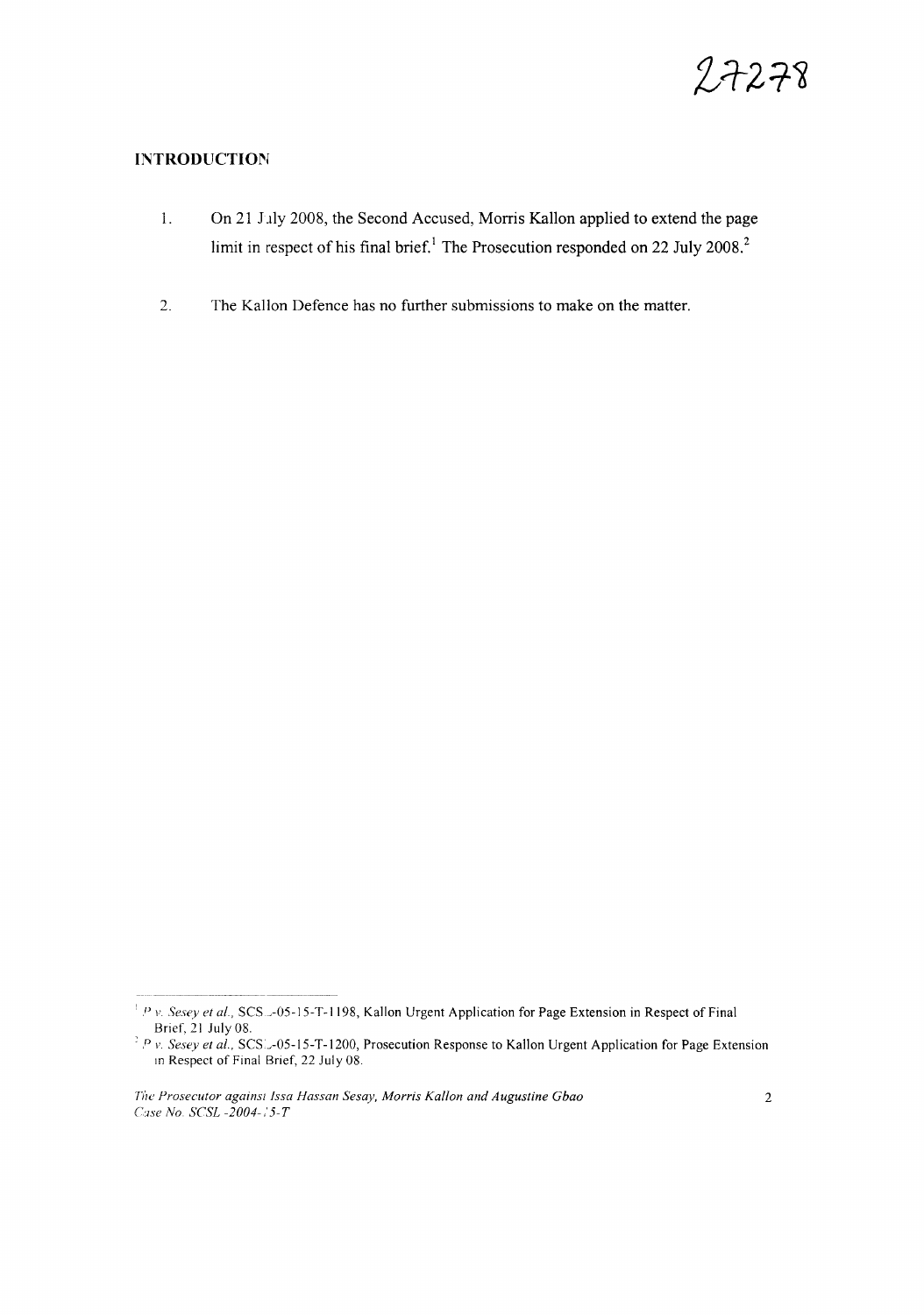## INTRODUCTION

1. On 21 July 2008, the Second Accused, Morris Kallon applied to extend the page limit in respect of his final brief.[1] The Prosecution responded on 22 July 2008.[2]

2. The Kallon Defence has no further submissions to make on the matter.

---

[1] *P v. Sesey et al.*, SCSL-05-15-T-1198, Kallon Urgent Application for Page Extension in Respect of Final Brief, 21 July 08.

[2] *P v. Sesey et al.*, SCSL-05-15-T-1200, Prosecution Response to Kallon Urgent Application for Page Extension in Respect of Final Brief, 22 July 08.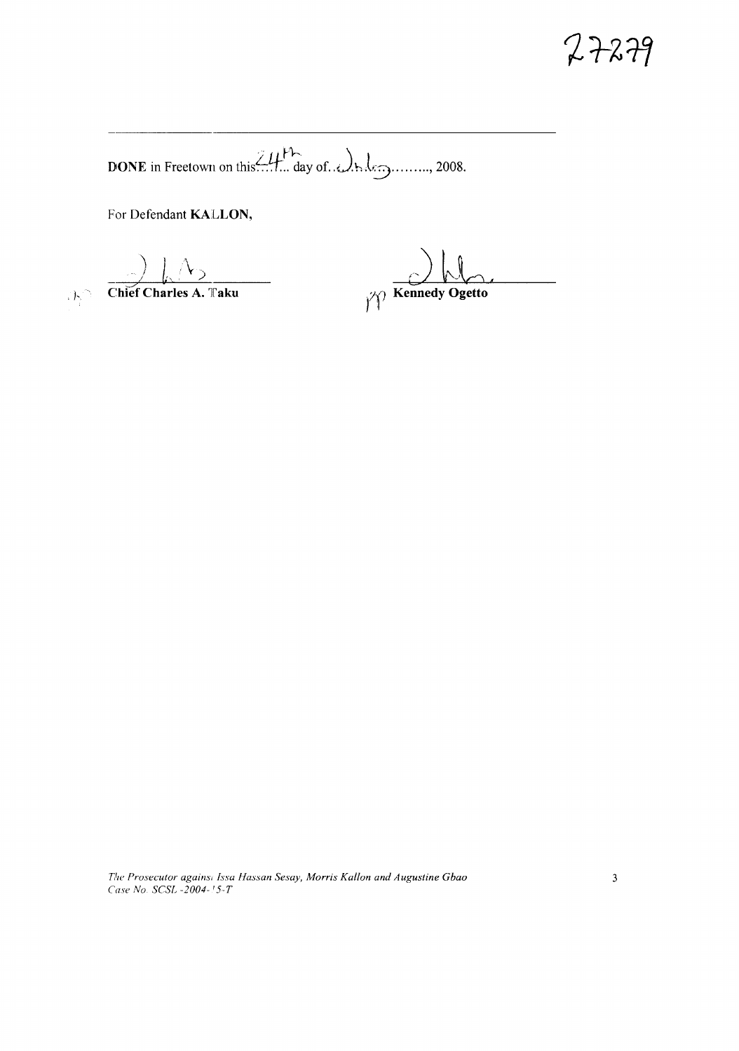27279

---

**DONE** in Freetown on this 24th day of July, 2008.

For Defendant **KALLON**,

**Chief Charles A. Taku**

**Kennedy Ogetto**

*The Prosecutor against Issa Hassan Sesay, Morris Kallon and Augustine Gbao*
*Case No. SCSL-2004-15-T*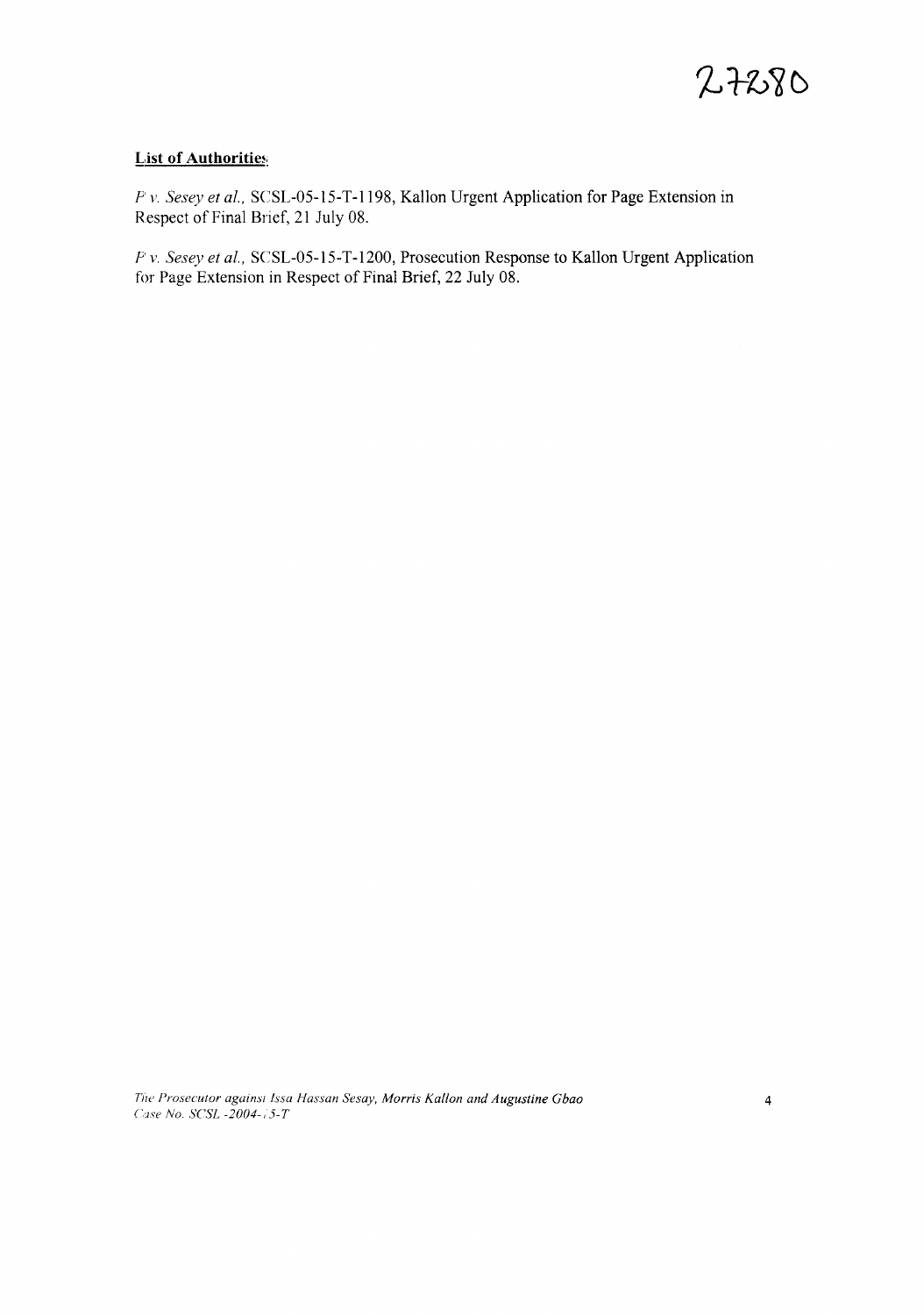**List of Authorities**

*P v. Sesey et al.*, SCSL-05-15-T-1198, Kallon Urgent Application for Page Extension in Respect of Final Brief, 21 July 08.

*P v. Sesey et al.*, SCSL-05-15-T-1200, Prosecution Response to Kallon Urgent Application for Page Extension in Respect of Final Brief, 22 July 08.